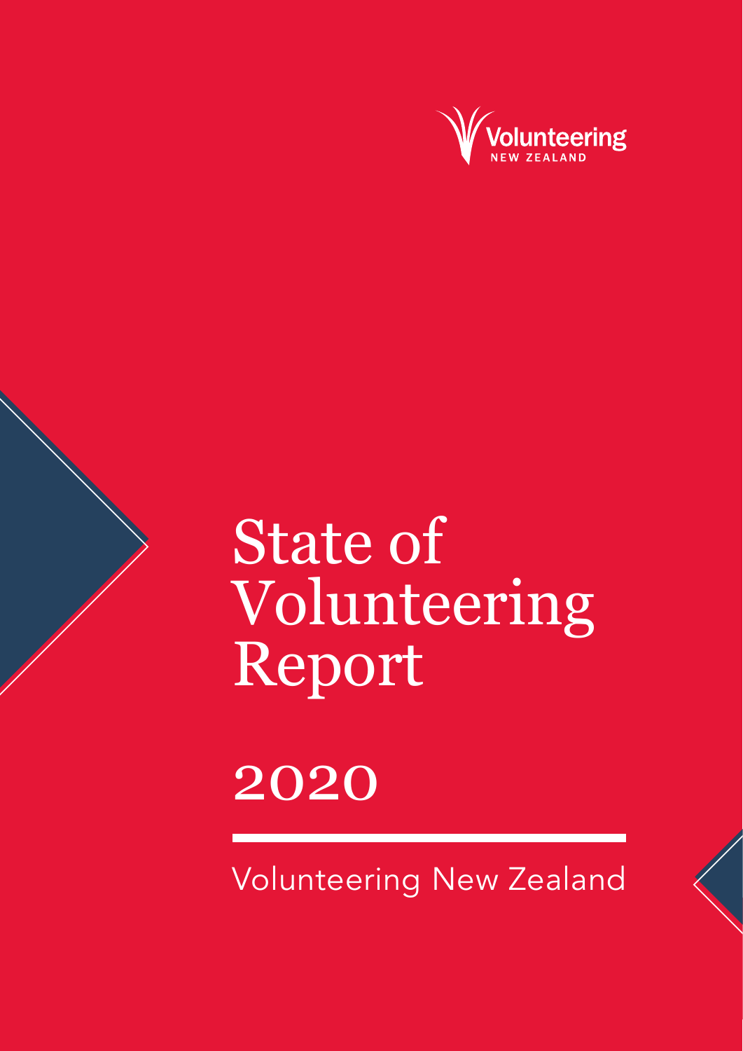Volunteering
NEW ZEALAND

# State of Volunteering Report

# 2020

Volunteering New Zealand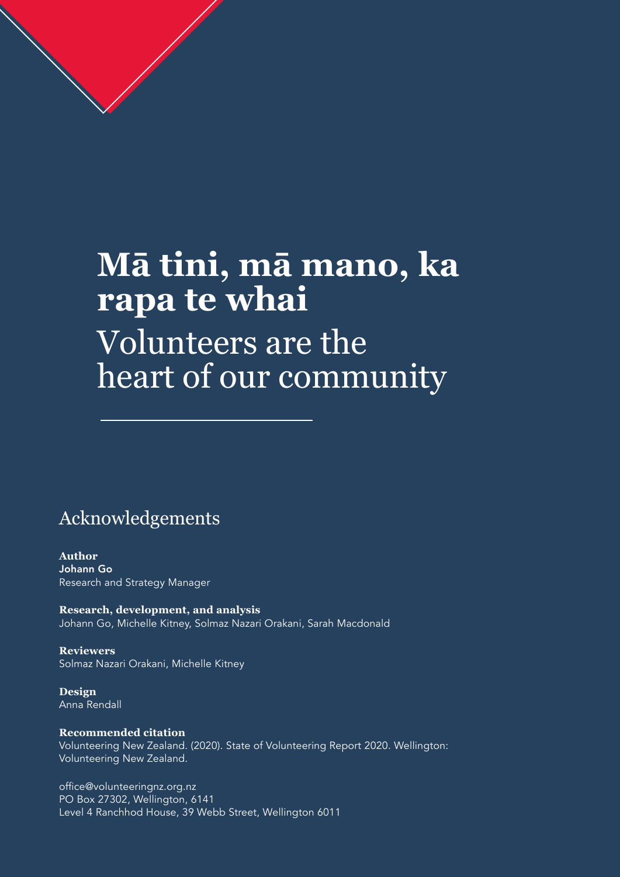# Mā tini, mā mano, ka rapa te whai

Volunteers are the heart of our community

## Acknowledgements

**Author**
**Johann Go**
Research and Strategy Manager

**Research, development, and analysis**
Johann Go, Michelle Kitney, Solmaz Nazari Orakani, Sarah Macdonald

**Reviewers**
Solmaz Nazari Orakani, Michelle Kitney

**Design**
Anna Rendall

**Recommended citation**
Volunteering New Zealand. (2020). State of Volunteering Report 2020. Wellington: Volunteering New Zealand.

office@volunteeringnz.org.nz
PO Box 27302, Wellington, 6141
Level 4 Ranchhod House, 39 Webb Street, Wellington 6011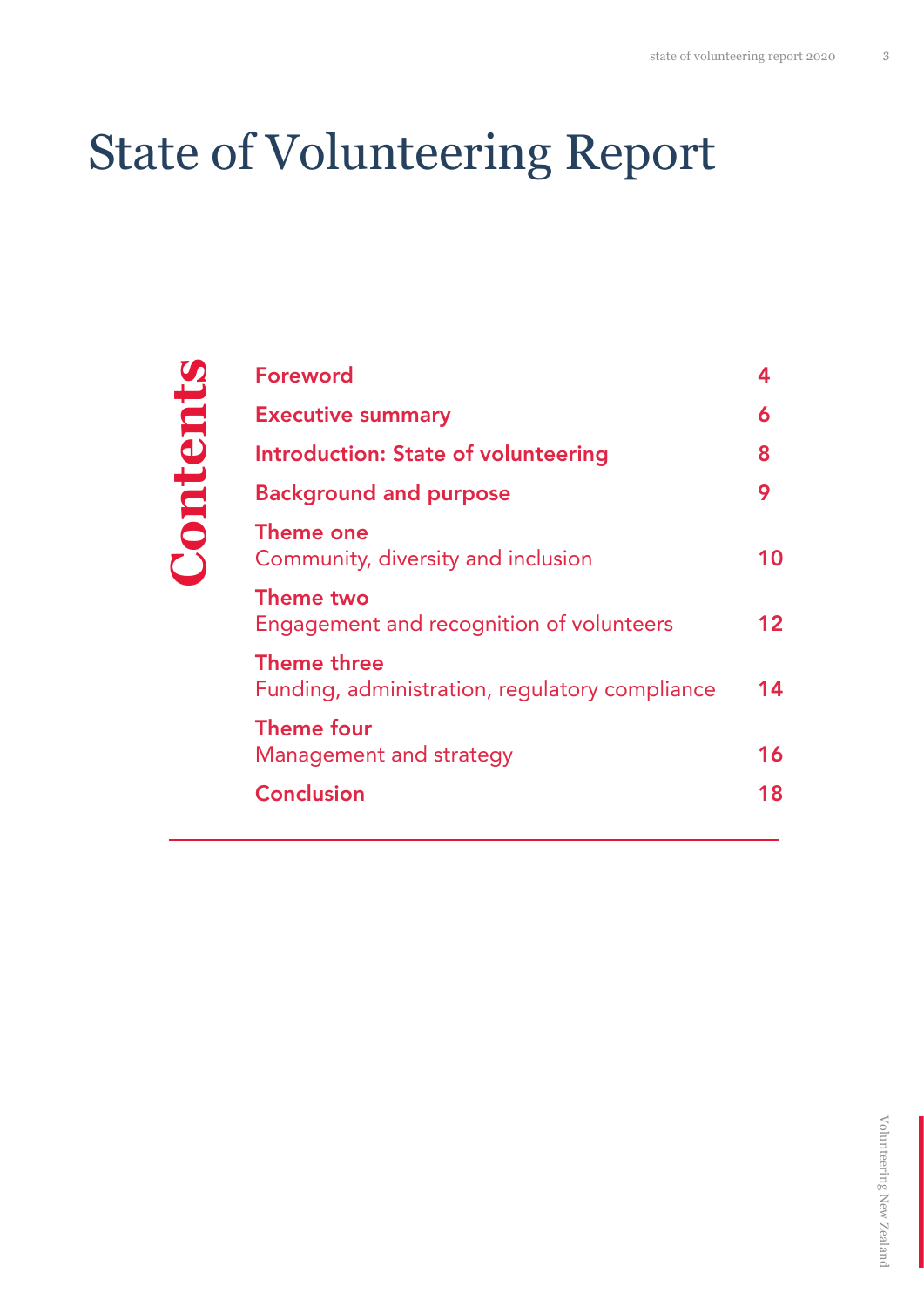# State of Volunteering Report

## Contents

| | |
|---|---|
| **Foreword** | **4** |
| **Executive summary** | **6** |
| **Introduction: State of volunteering** | **8** |
| **Background and purpose** | **9** |
| **Theme one**<br>Community, diversity and inclusion | **10** |
| **Theme two**<br>Engagement and recognition of volunteers | **12** |
| **Theme three**<br>Funding, administration, regulatory compliance | **14** |
| **Theme four**<br>Management and strategy | **16** |
| **Conclusion** | **18** |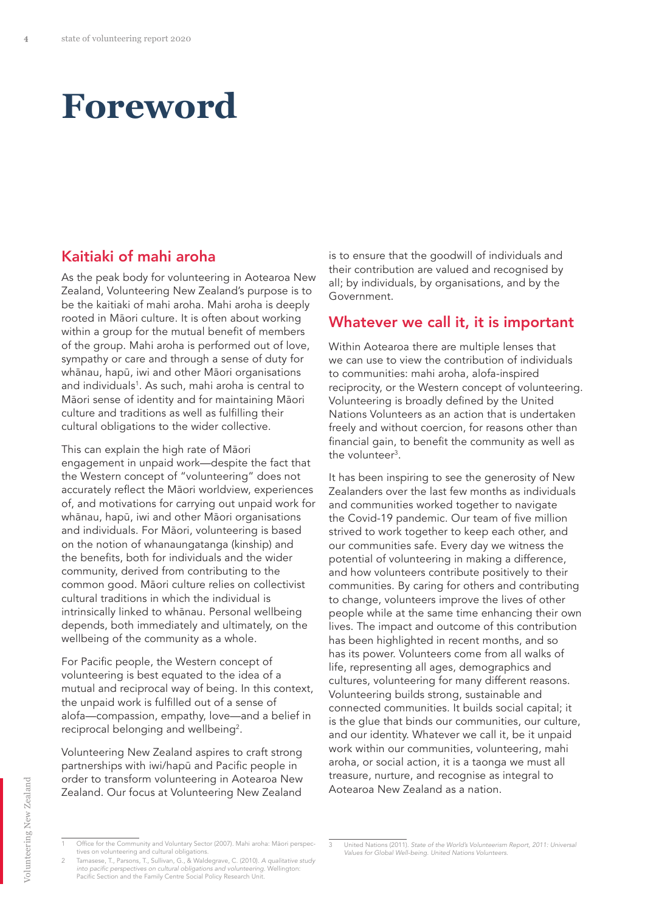# Foreword

## Kaitiaki of mahi aroha

As the peak body for volunteering in Aotearoa New Zealand, Volunteering New Zealand's purpose is to be the kaitiaki of mahi aroha. Mahi aroha is deeply rooted in Māori culture. It is often about working within a group for the mutual benefit of members of the group. Mahi aroha is performed out of love, sympathy or care and through a sense of duty for whānau, hapū, iwi and other Māori organisations and individuals[1]. As such, mahi aroha is central to Māori sense of identity and for maintaining Māori culture and traditions as well as fulfilling their cultural obligations to the wider collective.

This can explain the high rate of Māori engagement in unpaid work—despite the fact that the Western concept of "volunteering" does not accurately reflect the Māori worldview, experiences of, and motivations for carrying out unpaid work for whānau, hapū, iwi and other Māori organisations and individuals. For Māori, volunteering is based on the notion of whanaungatanga (kinship) and the benefits, both for individuals and the wider community, derived from contributing to the common good. Māori culture relies on collectivist cultural traditions in which the individual is intrinsically linked to whānau. Personal wellbeing depends, both immediately and ultimately, on the wellbeing of the community as a whole.

For Pacific people, the Western concept of volunteering is best equated to the idea of a mutual and reciprocal way of being. In this context, the unpaid work is fulfilled out of a sense of alofa—compassion, empathy, love—and a belief in reciprocal belonging and wellbeing[2].

Volunteering New Zealand aspires to craft strong partnerships with iwi/hapū and Pacific people in order to transform volunteering in Aotearoa New Zealand. Our focus at Volunteering New Zealand is to ensure that the goodwill of individuals and their contribution are valued and recognised by all; by individuals, by organisations, and by the Government.

## Whatever we call it, it is important

Within Aotearoa there are multiple lenses that we can use to view the contribution of individuals to communities: mahi aroha, alofa-inspired reciprocity, or the Western concept of volunteering. Volunteering is broadly defined by the United Nations Volunteers as an action that is undertaken freely and without coercion, for reasons other than financial gain, to benefit the community as well as the volunteer[3].

It has been inspiring to see the generosity of New Zealanders over the last few months as individuals and communities worked together to navigate the Covid-19 pandemic. Our team of five million strived to work together to keep each other, and our communities safe. Every day we witness the potential of volunteering in making a difference, and how volunteers contribute positively to their communities. By caring for others and contributing to change, volunteers improve the lives of other people while at the same time enhancing their own lives. The impact and outcome of this contribution has been highlighted in recent months, and so has its power. Volunteers come from all walks of life, representing all ages, demographics and cultures, volunteering for many different reasons. Volunteering builds strong, sustainable and connected communities. It builds social capital; it is the glue that binds our communities, our culture, and our identity. Whatever we call it, be it unpaid work within our communities, volunteering, mahi aroha, or social action, it is a taonga we must all treasure, nurture, and recognise as integral to Aotearoa New Zealand as a nation.

---

1 Office for the Community and Voluntary Sector (2007). Mahi aroha: Māori perspectives on volunteering and cultural obligations.

2 Tamasese, T., Parsons, T., Sullivan, G., & Waldegrave, C. (2010). *A qualitative study into pacific perspectives on cultural obligations and volunteering*. Wellington: Pacific Section and the Family Centre Social Policy Research Unit.

3 United Nations (2011). *State of the World's Volunteerism Report, 2011: Universal Values for Global Well-being. United Nations Volunteers.*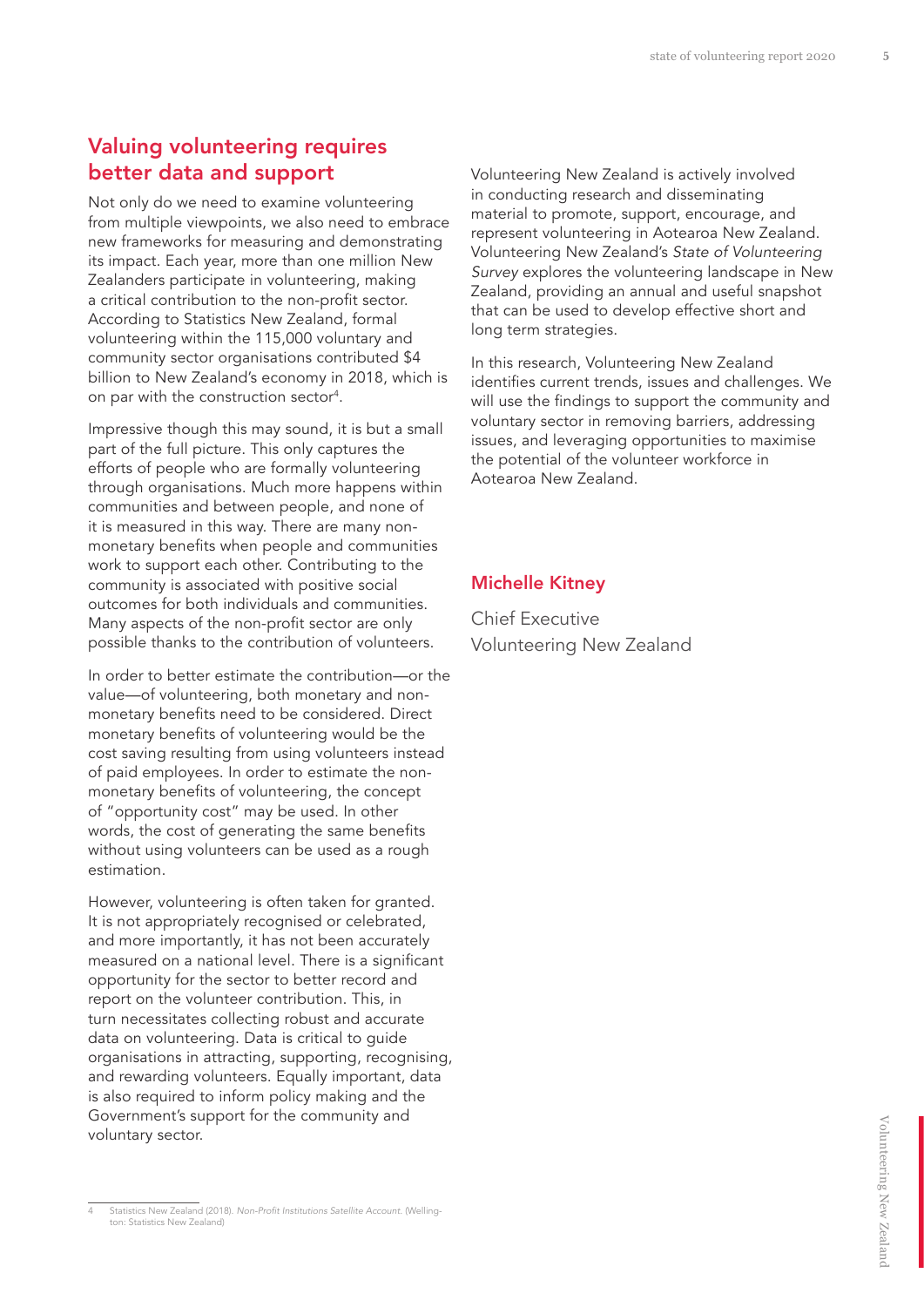## Valuing volunteering requires better data and support

Not only do we need to examine volunteering from multiple viewpoints, we also need to embrace new frameworks for measuring and demonstrating its impact. Each year, more than one million New Zealanders participate in volunteering, making a critical contribution to the non-profit sector. According to Statistics New Zealand, formal volunteering within the 115,000 voluntary and community sector organisations contributed $4 billion to New Zealand's economy in 2018, which is on par with the construction sector[4].

Impressive though this may sound, it is but a small part of the full picture. This only captures the efforts of people who are formally volunteering through organisations. Much more happens within communities and between people, and none of it is measured in this way. There are many non-monetary benefits when people and communities work to support each other. Contributing to the community is associated with positive social outcomes for both individuals and communities. Many aspects of the non-profit sector are only possible thanks to the contribution of volunteers.

In order to better estimate the contribution—or the value—of volunteering, both monetary and non-monetary benefits need to be considered. Direct monetary benefits of volunteering would be the cost saving resulting from using volunteers instead of paid employees. In order to estimate the non-monetary benefits of volunteering, the concept of "opportunity cost" may be used. In other words, the cost of generating the same benefits without using volunteers can be used as a rough estimation.

However, volunteering is often taken for granted. It is not appropriately recognised or celebrated, and more importantly, it has not been accurately measured on a national level. There is a significant opportunity for the sector to better record and report on the volunteer contribution. This, in turn necessitates collecting robust and accurate data on volunteering. Data is critical to guide organisations in attracting, supporting, recognising, and rewarding volunteers. Equally important, data is also required to inform policy making and the Government's support for the community and voluntary sector.

Volunteering New Zealand is actively involved in conducting research and disseminating material to promote, support, encourage, and represent volunteering in Aotearoa New Zealand. Volunteering New Zealand's *State of Volunteering Survey* explores the volunteering landscape in New Zealand, providing an annual and useful snapshot that can be used to develop effective short and long term strategies.

In this research, Volunteering New Zealand identifies current trends, issues and challenges. We will use the findings to support the community and voluntary sector in removing barriers, addressing issues, and leveraging opportunities to maximise the potential of the volunteer workforce in Aotearoa New Zealand.

**Michelle Kitney**

Chief Executive
Volunteering New Zealand

---

4 Statistics New Zealand (2018). *Non-Profit Institutions Satellite Account*. (Wellington: Statistics New Zealand)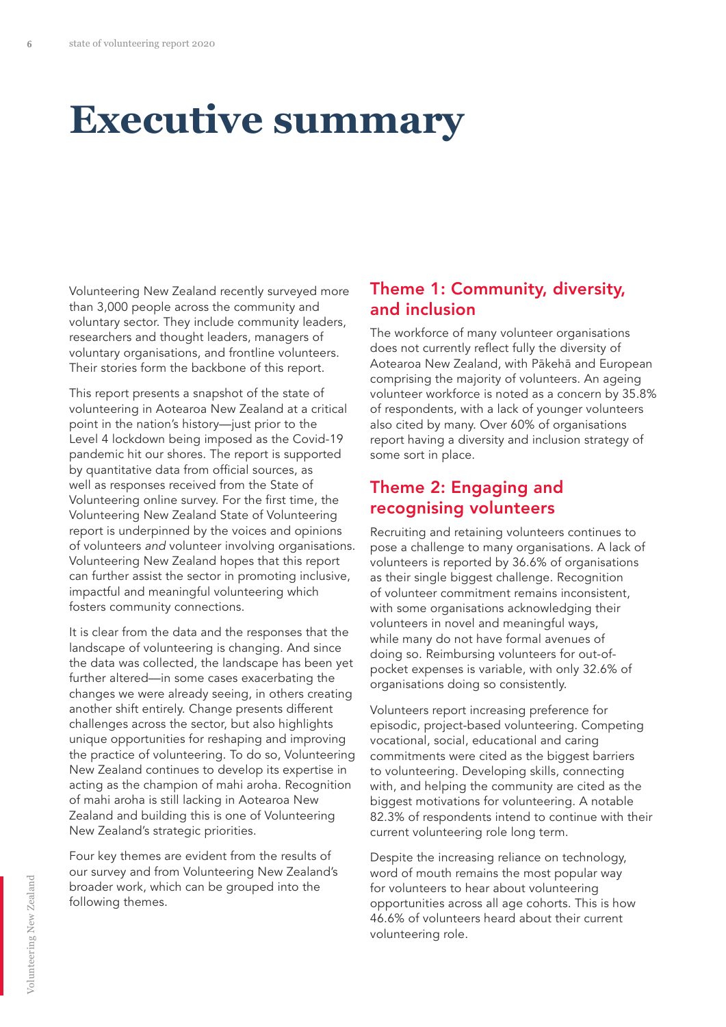# Executive summary

Volunteering New Zealand recently surveyed more than 3,000 people across the community and voluntary sector. They include community leaders, researchers and thought leaders, managers of voluntary organisations, and frontline volunteers. Their stories form the backbone of this report.

This report presents a snapshot of the state of volunteering in Aotearoa New Zealand at a critical point in the nation's history—just prior to the Level 4 lockdown being imposed as the Covid-19 pandemic hit our shores. The report is supported by quantitative data from official sources, as well as responses received from the State of Volunteering online survey. For the first time, the Volunteering New Zealand State of Volunteering report is underpinned by the voices and opinions of volunteers *and* volunteer involving organisations. Volunteering New Zealand hopes that this report can further assist the sector in promoting inclusive, impactful and meaningful volunteering which fosters community connections.

It is clear from the data and the responses that the landscape of volunteering is changing. And since the data was collected, the landscape has been yet further altered—in some cases exacerbating the changes we were already seeing, in others creating another shift entirely. Change presents different challenges across the sector, but also highlights unique opportunities for reshaping and improving the practice of volunteering. To do so, Volunteering New Zealand continues to develop its expertise in acting as the champion of mahi aroha. Recognition of mahi aroha is still lacking in Aotearoa New Zealand and building this is one of Volunteering New Zealand's strategic priorities.

Four key themes are evident from the results of our survey and from Volunteering New Zealand's broader work, which can be grouped into the following themes.

## Theme 1: Community, diversity, and inclusion

The workforce of many volunteer organisations does not currently reflect fully the diversity of Aotearoa New Zealand, with Pākehā and European comprising the majority of volunteers. An ageing volunteer workforce is noted as a concern by 35.8% of respondents, with a lack of younger volunteers also cited by many. Over 60% of organisations report having a diversity and inclusion strategy of some sort in place.

## Theme 2: Engaging and recognising volunteers

Recruiting and retaining volunteers continues to pose a challenge to many organisations. A lack of volunteers is reported by 36.6% of organisations as their single biggest challenge. Recognition of volunteer commitment remains inconsistent, with some organisations acknowledging their volunteers in novel and meaningful ways, while many do not have formal avenues of doing so. Reimbursing volunteers for out-of-pocket expenses is variable, with only 32.6% of organisations doing so consistently.

Volunteers report increasing preference for episodic, project-based volunteering. Competing vocational, social, educational and caring commitments were cited as the biggest barriers to volunteering. Developing skills, connecting with, and helping the community are cited as the biggest motivations for volunteering. A notable 82.3% of respondents intend to continue with their current volunteering role long term.

Despite the increasing reliance on technology, word of mouth remains the most popular way for volunteers to hear about volunteering opportunities across all age cohorts. This is how 46.6% of volunteers heard about their current volunteering role.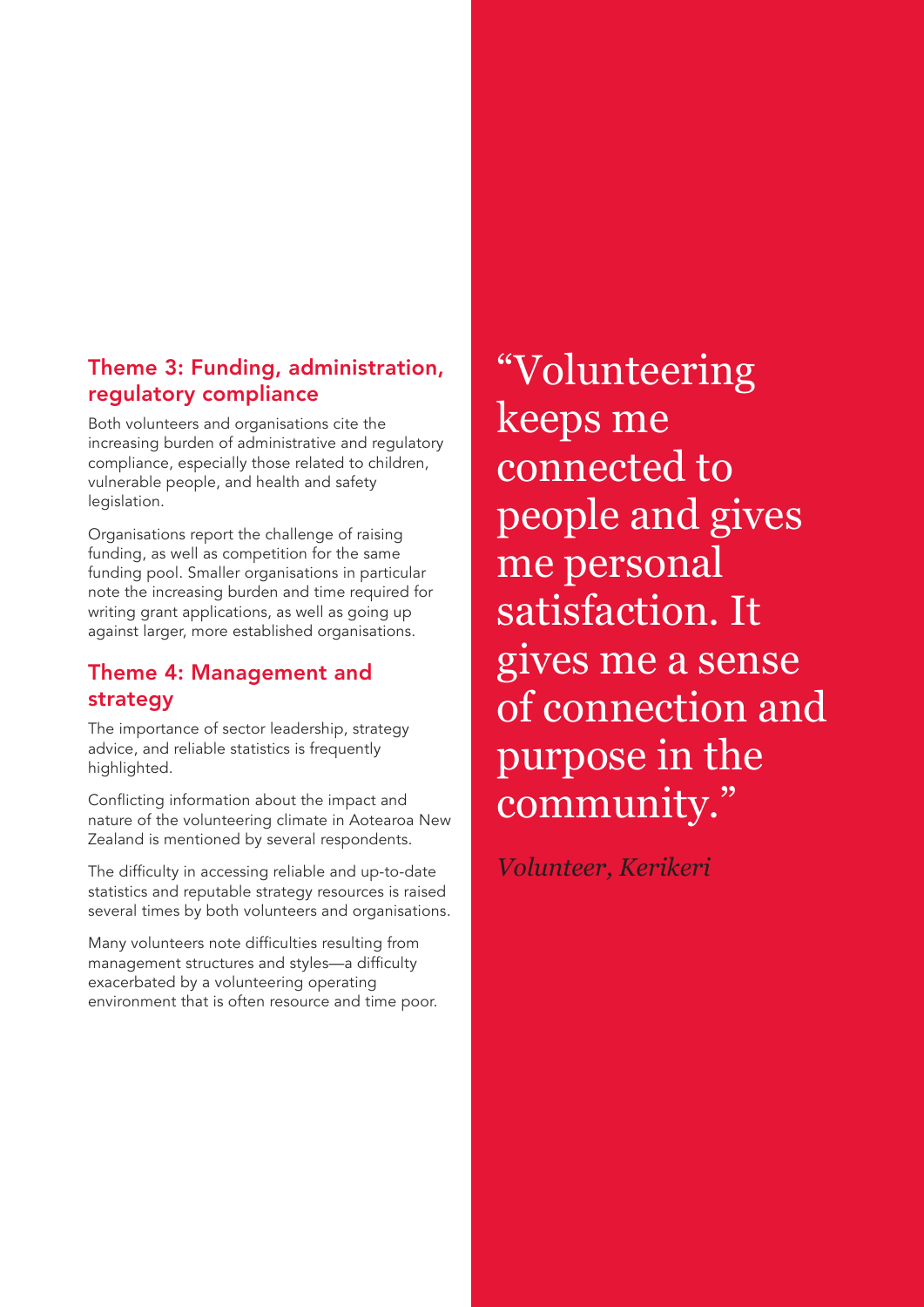### Theme 3: Funding, administration, regulatory compliance

Both volunteers and organisations cite the increasing burden of administrative and regulatory compliance, especially those related to children, vulnerable people, and health and safety legislation.

Organisations report the challenge of raising funding, as well as competition for the same funding pool. Smaller organisations in particular note the increasing burden and time required for writing grant applications, as well as going up against larger, more established organisations.

### Theme 4: Management and strategy

The importance of sector leadership, strategy advice, and reliable statistics is frequently highlighted.

Conflicting information about the impact and nature of the volunteering climate in Aotearoa New Zealand is mentioned by several respondents.

The difficulty in accessing reliable and up-to-date statistics and reputable strategy resources is raised several times by both volunteers and organisations.

Many volunteers note difficulties resulting from management structures and styles—a difficulty exacerbated by a volunteering operating environment that is often resource and time poor.

> "Volunteering keeps me connected to people and gives me personal satisfaction. It gives me a sense of connection and purpose in the community."
>
> *Volunteer, Kerikeri*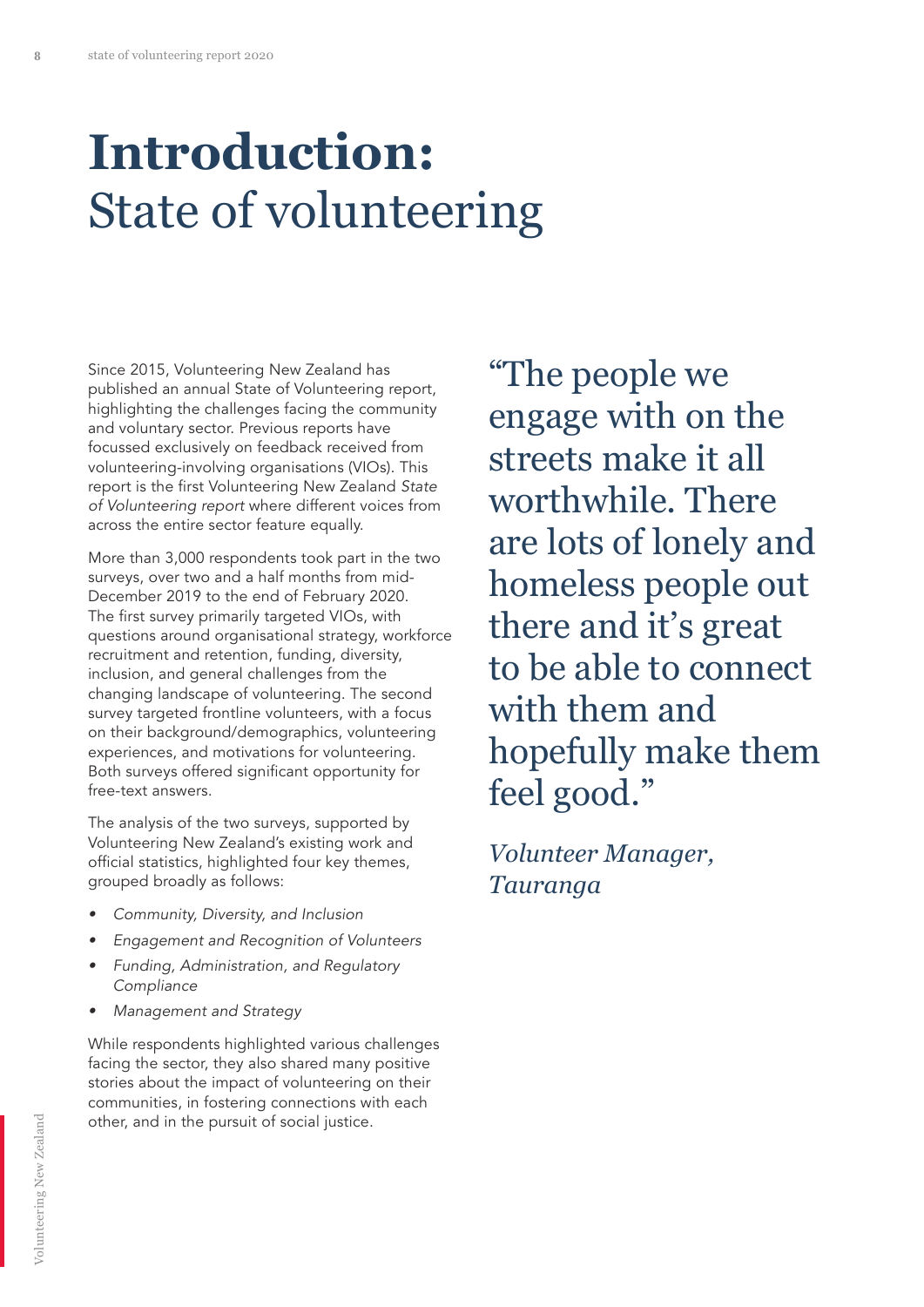# **Introduction:** State of volunteering

Since 2015, Volunteering New Zealand has published an annual State of Volunteering report, highlighting the challenges facing the community and voluntary sector. Previous reports have focussed exclusively on feedback received from volunteering-involving organisations (VIOs). This report is the first Volunteering New Zealand *State of Volunteering report* where different voices from across the entire sector feature equally.

More than 3,000 respondents took part in the two surveys, over two and a half months from mid-December 2019 to the end of February 2020. The first survey primarily targeted VIOs, with questions around organisational strategy, workforce recruitment and retention, funding, diversity, inclusion, and general challenges from the changing landscape of volunteering. The second survey targeted frontline volunteers, with a focus on their background/demographics, volunteering experiences, and motivations for volunteering. Both surveys offered significant opportunity for free-text answers.

The analysis of the two surveys, supported by Volunteering New Zealand's existing work and official statistics, highlighted four key themes, grouped broadly as follows:

- *Community, Diversity, and Inclusion*
- *Engagement and Recognition of Volunteers*
- *Funding, Administration, and Regulatory Compliance*
- *Management and Strategy*

While respondents highlighted various challenges facing the sector, they also shared many positive stories about the impact of volunteering on their communities, in fostering connections with each other, and in the pursuit of social justice.

> "The people we engage with on the streets make it all worthwhile. There are lots of lonely and homeless people out there and it's great to be able to connect with them and hopefully make them feel good."
>
> *Volunteer Manager, Tauranga*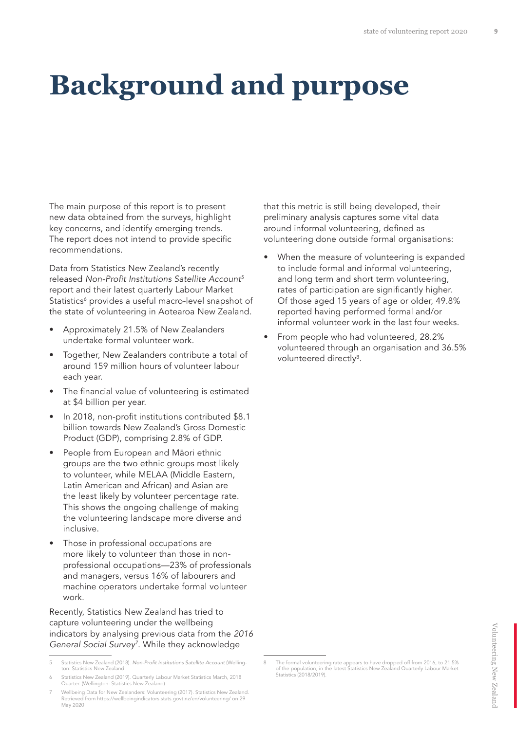# Background and purpose

The main purpose of this report is to present new data obtained from the surveys, highlight key concerns, and identify emerging trends. The report does not intend to provide specific recommendations.

Data from Statistics New Zealand's recently released *Non-Profit Institutions Satellite Account*[5] report and their latest quarterly Labour Market Statistics[6] provides a useful macro-level snapshot of the state of volunteering in Aotearoa New Zealand.

- Approximately 21.5% of New Zealanders undertake formal volunteer work.
- Together, New Zealanders contribute a total of around 159 million hours of volunteer labour each year.
- The financial value of volunteering is estimated at $4 billion per year.
- In 2018, non-profit institutions contributed $8.1 billion towards New Zealand's Gross Domestic Product (GDP), comprising 2.8% of GDP.
- People from European and Māori ethnic groups are the two ethnic groups most likely to volunteer, while MELAA (Middle Eastern, Latin American and African) and Asian are the least likely by volunteer percentage rate. This shows the ongoing challenge of making the volunteering landscape more diverse and inclusive.
- Those in professional occupations are more likely to volunteer than those in non-professional occupations—23% of professionals and managers, versus 16% of labourers and machine operators undertake formal volunteer work.

Recently, Statistics New Zealand has tried to capture volunteering under the wellbeing indicators by analysing previous data from the *2016 General Social Survey*[7]. While they acknowledge that this metric is still being developed, their preliminary analysis captures some vital data around informal volunteering, defined as volunteering done outside formal organisations:

- When the measure of volunteering is expanded to include formal and informal volunteering, and long term and short term volunteering, rates of participation are significantly higher. Of those aged 15 years of age or older, 49.8% reported having performed formal and/or informal volunteer work in the last four weeks.
- From people who had volunteered, 28.2% volunteered through an organisation and 36.5% volunteered directly[8].

---

5 Statistics New Zealand (2018). *Non-Profit Institutions Satellite Account* (Wellington: Statistics New Zealand

6 Statistics New Zealand (2019). Quarterly Labour Market Statistics March, 2018 Quarter. (Wellington: Statistics New Zealand)

7 Wellbeing Data for New Zealanders: Volunteering (2017). Statistics New Zealand. Retrieved from https://wellbeingindicators.stats.govt.nz/en/volunteering/ on 29 May 2020

8 The formal volunteering rate appears to have dropped off from 2016, to 21.5% of the population, in the latest Statistics New Zealand Quarterly Labour Market Statistics (2018/2019).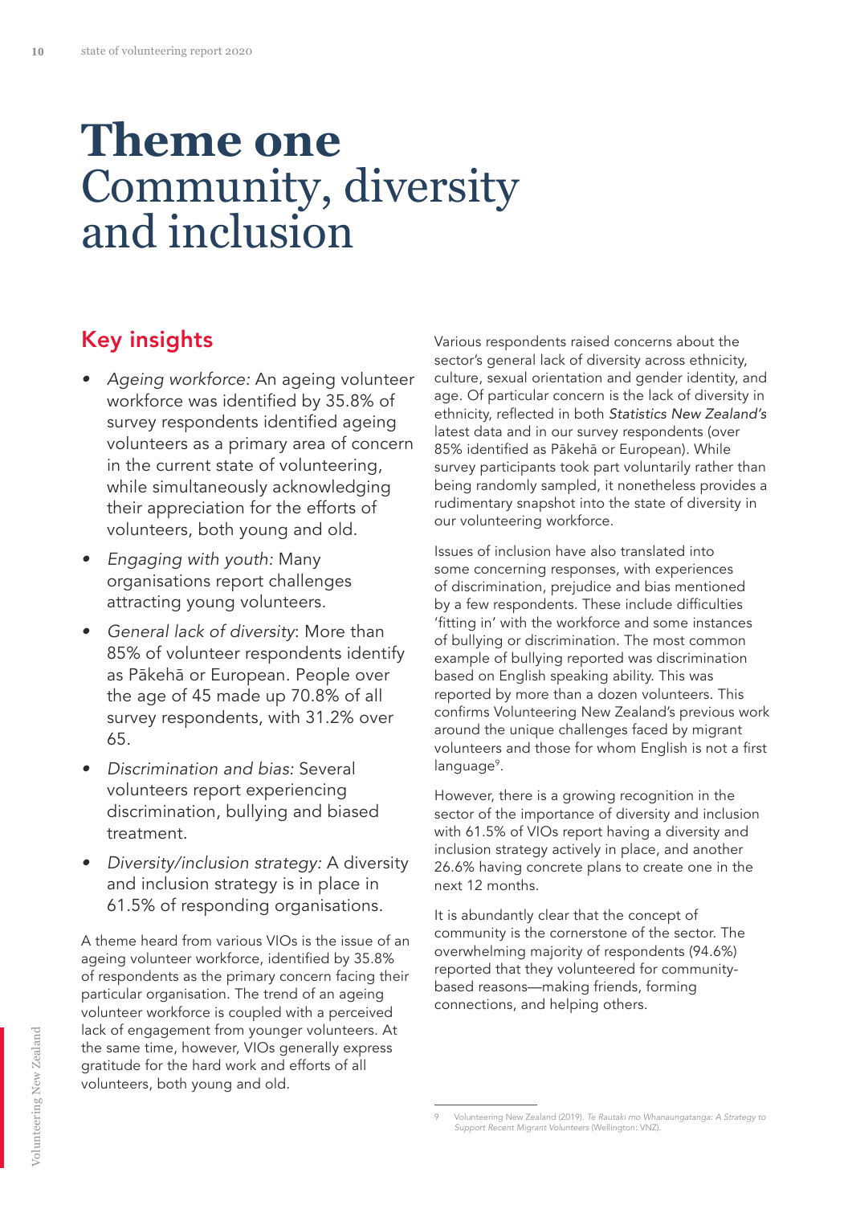# **Theme one** Community, diversity and inclusion

## Key insights

- *Ageing workforce:* An ageing volunteer workforce was identified by 35.8% of survey respondents identified ageing volunteers as a primary area of concern in the current state of volunteering, while simultaneously acknowledging their appreciation for the efforts of volunteers, both young and old.
- *Engaging with youth:* Many organisations report challenges attracting young volunteers.
- *General lack of diversity*: More than 85% of volunteer respondents identify as Pākehā or European. People over the age of 45 made up 70.8% of all survey respondents, with 31.2% over 65.
- *Discrimination and bias:* Several volunteers report experiencing discrimination, bullying and biased treatment.
- *Diversity/inclusion strategy:* A diversity and inclusion strategy is in place in 61.5% of responding organisations.

A theme heard from various VIOs is the issue of an ageing volunteer workforce, identified by 35.8% of respondents as the primary concern facing their particular organisation. The trend of an ageing volunteer workforce is coupled with a perceived lack of engagement from younger volunteers. At the same time, however, VIOs generally express gratitude for the hard work and efforts of all volunteers, both young and old.

Various respondents raised concerns about the sector's general lack of diversity across ethnicity, culture, sexual orientation and gender identity, and age. Of particular concern is the lack of diversity in ethnicity, reflected in both *Statistics New Zealand's* latest data and in our survey respondents (over 85% identified as Pākehā or European). While survey participants took part voluntarily rather than being randomly sampled, it nonetheless provides a rudimentary snapshot into the state of diversity in our volunteering workforce.

Issues of inclusion have also translated into some concerning responses, with experiences of discrimination, prejudice and bias mentioned by a few respondents. These include difficulties 'fitting in' with the workforce and some instances of bullying or discrimination. The most common example of bullying reported was discrimination based on English speaking ability. This was reported by more than a dozen volunteers. This confirms Volunteering New Zealand's previous work around the unique challenges faced by migrant volunteers and those for whom English is not a first language[9].

However, there is a growing recognition in the sector of the importance of diversity and inclusion with 61.5% of VIOs report having a diversity and inclusion strategy actively in place, and another 26.6% having concrete plans to create one in the next 12 months.

It is abundantly clear that the concept of community is the cornerstone of the sector. The overwhelming majority of respondents (94.6%) reported that they volunteered for community-based reasons—making friends, forming connections, and helping others.

---

9 Volunteering New Zealand (2019). *Te Rautaki mo Whanaungatanga: A Strategy to Support Recent Migrant Volunteers* (Wellington: VNZ).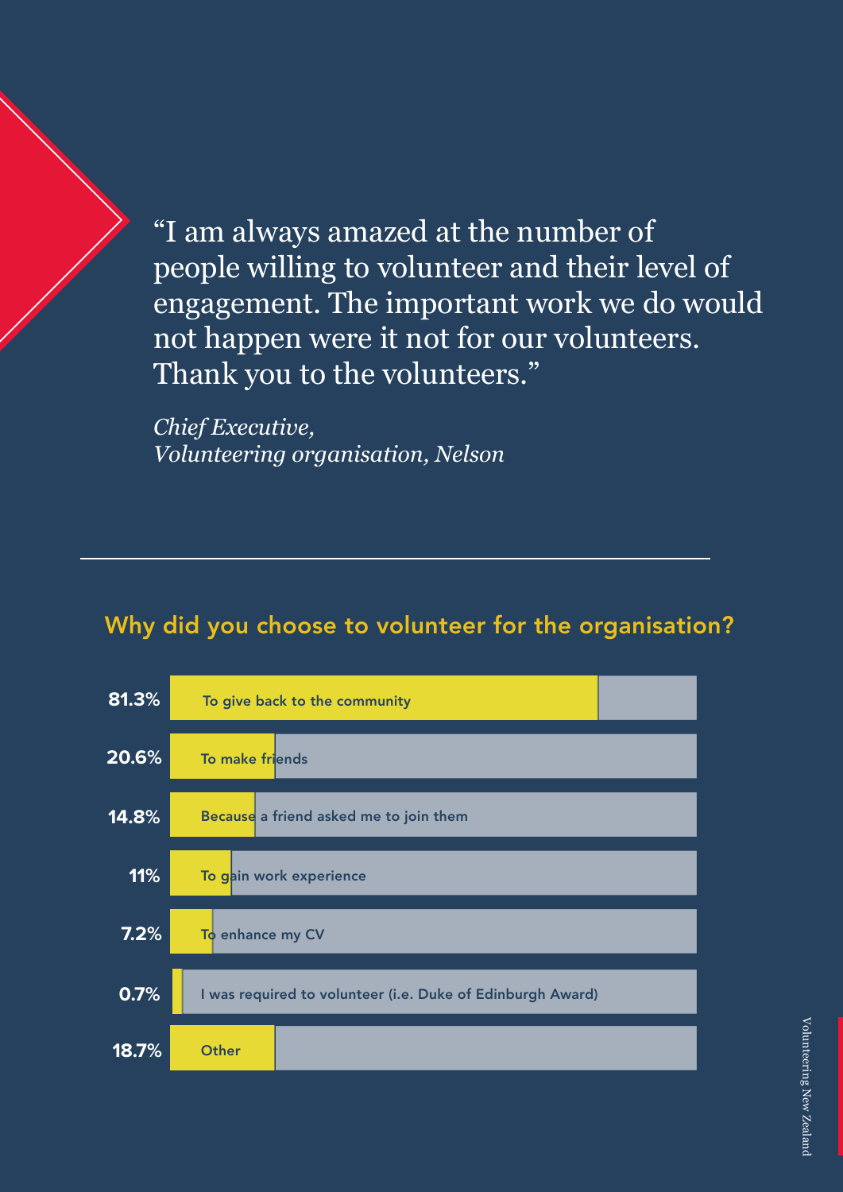> "I am always amazed at the number of people willing to volunteer and their level of engagement. The important work we do would not happen were it not for our volunteers. Thank you to the volunteers."
>
> *Chief Executive, Volunteering organisation, Nelson*

---

## Why did you choose to volunteer for the organisation?

| Percentage | Reason |
| --- | --- |
| 81.3% | To give back to the community |
| 20.6% | To make friends |
| 14.8% | Because a friend asked me to join them |
| 11% | To gain work experience |
| 7.2% | To enhance my CV |
| 0.7% | I was required to volunteer (i.e. Duke of Edinburgh Award) |
| 18.7% | Other |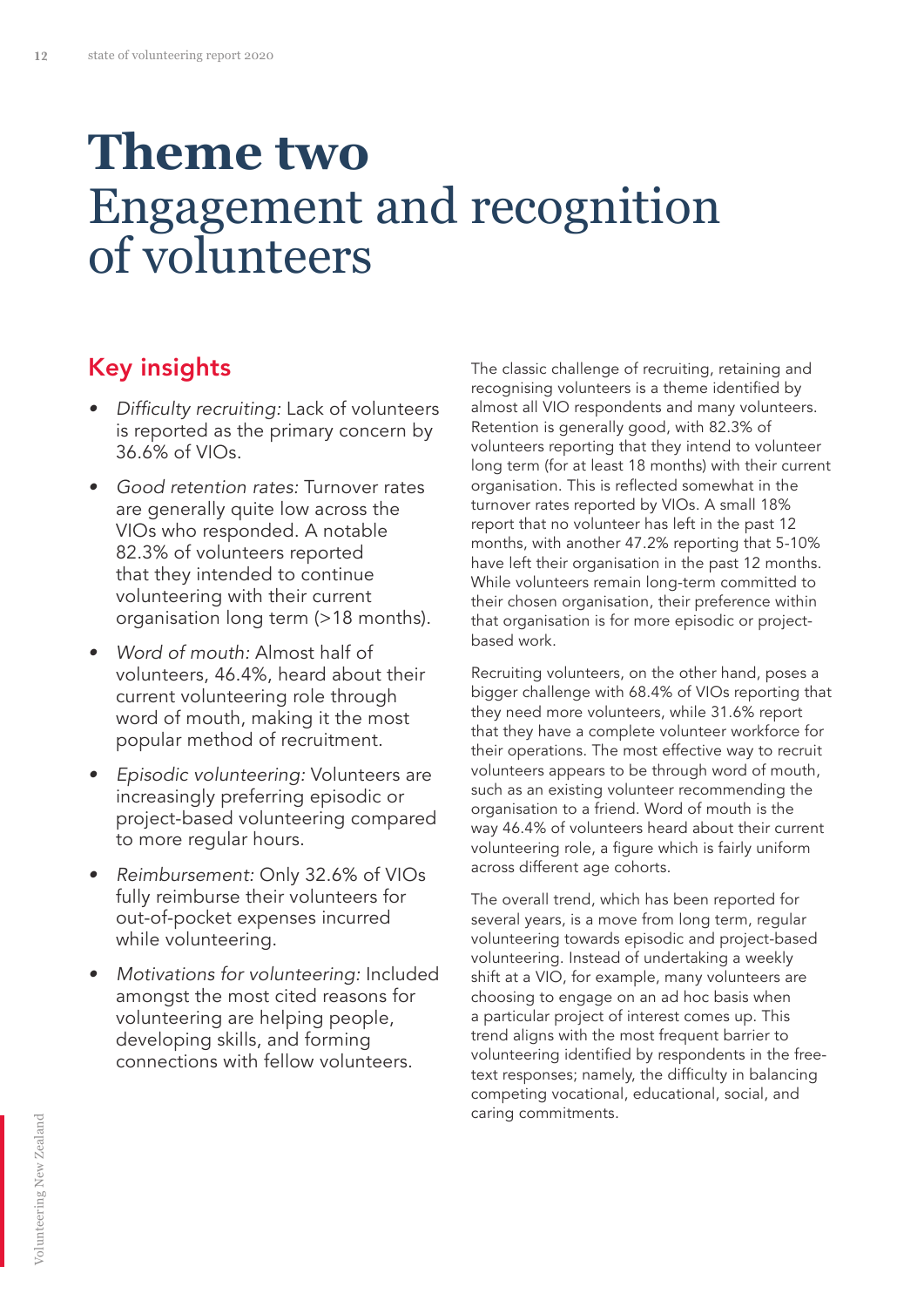# Theme two
# Engagement and recognition of volunteers

## Key insights

- *Difficulty recruiting:* Lack of volunteers is reported as the primary concern by 36.6% of VIOs.
- *Good retention rates:* Turnover rates are generally quite low across the VIOs who responded. A notable 82.3% of volunteers reported that they intended to continue volunteering with their current organisation long term (>18 months).
- *Word of mouth:* Almost half of volunteers, 46.4%, heard about their current volunteering role through word of mouth, making it the most popular method of recruitment.
- *Episodic volunteering:* Volunteers are increasingly preferring episodic or project-based volunteering compared to more regular hours.
- *Reimbursement:* Only 32.6% of VIOs fully reimburse their volunteers for out-of-pocket expenses incurred while volunteering.
- *Motivations for volunteering:* Included amongst the most cited reasons for volunteering are helping people, developing skills, and forming connections with fellow volunteers.

The classic challenge of recruiting, retaining and recognising volunteers is a theme identified by almost all VIO respondents and many volunteers. Retention is generally good, with 82.3% of volunteers reporting that they intend to volunteer long term (for at least 18 months) with their current organisation. This is reflected somewhat in the turnover rates reported by VIOs. A small 18% report that no volunteer has left in the past 12 months, with another 47.2% reporting that 5-10% have left their organisation in the past 12 months. While volunteers remain long-term committed to their chosen organisation, their preference within that organisation is for more episodic or project-based work.

Recruiting volunteers, on the other hand, poses a bigger challenge with 68.4% of VIOs reporting that they need more volunteers, while 31.6% report that they have a complete volunteer workforce for their operations. The most effective way to recruit volunteers appears to be through word of mouth, such as an existing volunteer recommending the organisation to a friend. Word of mouth is the way 46.4% of volunteers heard about their current volunteering role, a figure which is fairly uniform across different age cohorts.

The overall trend, which has been reported for several years, is a move from long term, regular volunteering towards episodic and project-based volunteering. Instead of undertaking a weekly shift at a VIO, for example, many volunteers are choosing to engage on an ad hoc basis when a particular project of interest comes up. This trend aligns with the most frequent barrier to volunteering identified by respondents in the free-text responses; namely, the difficulty in balancing competing vocational, educational, social, and caring commitments.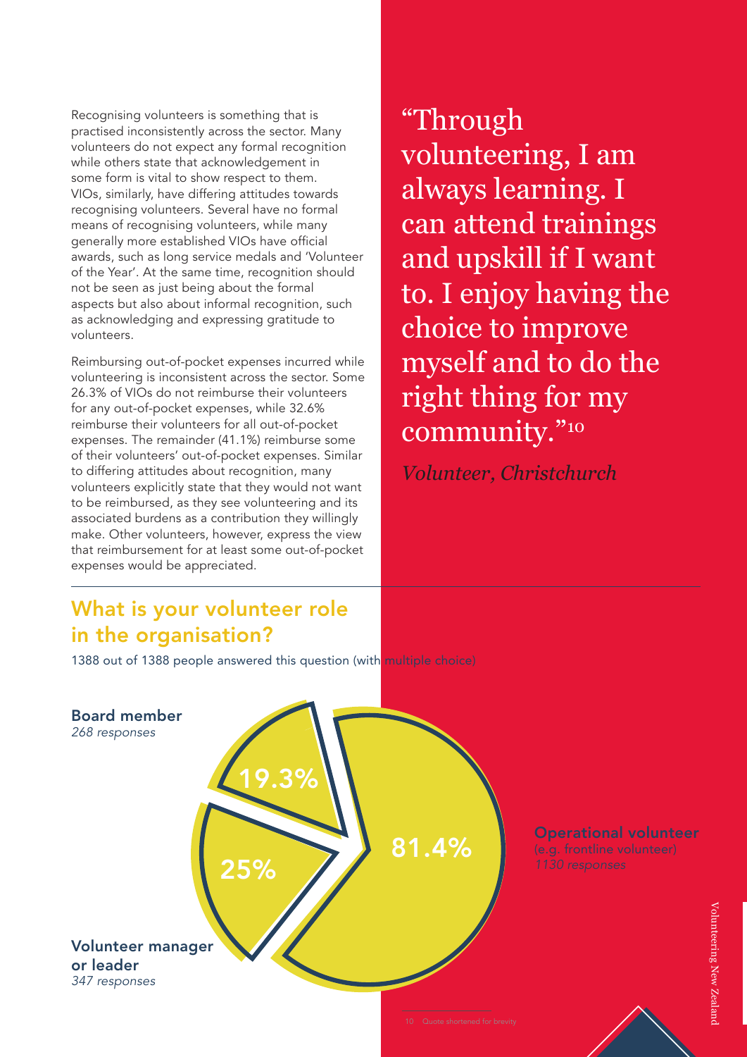Recognising volunteers is something that is practised inconsistently across the sector. Many volunteers do not expect any formal recognition while others state that acknowledgement in some form is vital to show respect to them. VIOs, similarly, have differing attitudes towards recognising volunteers. Several have no formal means of recognising volunteers, while many generally more established VIOs have official awards, such as long service medals and 'Volunteer of the Year'. At the same time, recognition should not be seen as just being about the formal aspects but also about informal recognition, such as acknowledging and expressing gratitude to volunteers.

Reimbursing out-of-pocket expenses incurred while volunteering is inconsistent across the sector. Some 26.3% of VIOs do not reimburse their volunteers for any out-of-pocket expenses, while 32.6% reimburse their volunteers for all out-of-pocket expenses. The remainder (41.1%) reimburse some of their volunteers' out-of-pocket expenses. Similar to differing attitudes about recognition, many volunteers explicitly state that they would not want to be reimbursed, as they see volunteering and its associated burdens as a contribution they willingly make. Other volunteers, however, express the view that reimbursement for at least some out-of-pocket expenses would be appreciated.

> "Through volunteering, I am always learning. I can attend trainings and upskill if I want to. I enjoy having the choice to improve myself and to do the right thing for my community."[10]
>
> *Volunteer, Christchurch*

## What is your volunteer role in the organisation?

1388 out of 1388 people answered this question (with multiple choice)

| Role | Responses | Percentage |
| --- | --- | --- |
| Board member | 268 responses | 19.3% |
| Volunteer manager or leader | 347 responses | 25% |
| Operational volunteer (e.g. frontline volunteer) | 1130 responses | 81.4% |

10 Quote shortened for brevity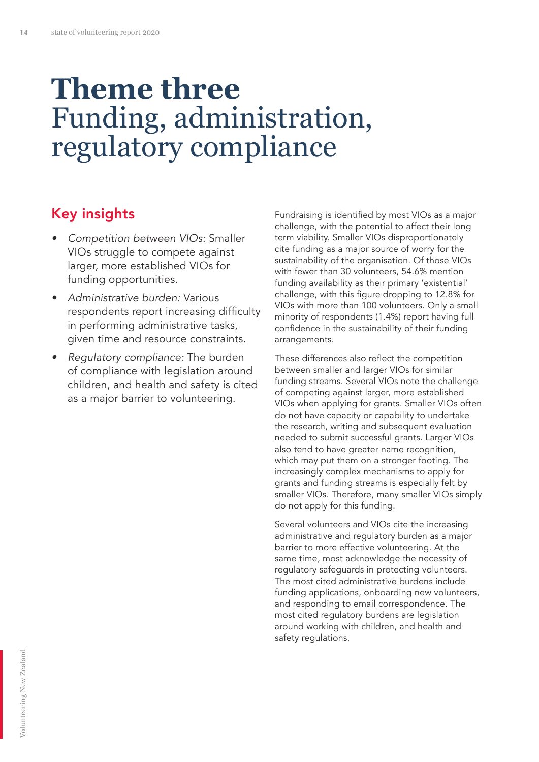# Theme three
# Funding, administration, regulatory compliance

## Key insights

- *Competition between VIOs:* Smaller VIOs struggle to compete against larger, more established VIOs for funding opportunities.
- *Administrative burden:* Various respondents report increasing difficulty in performing administrative tasks, given time and resource constraints.
- *Regulatory compliance:* The burden of compliance with legislation around children, and health and safety is cited as a major barrier to volunteering.

Fundraising is identified by most VIOs as a major challenge, with the potential to affect their long term viability. Smaller VIOs disproportionately cite funding as a major source of worry for the sustainability of the organisation. Of those VIOs with fewer than 30 volunteers, 54.6% mention funding availability as their primary 'existential' challenge, with this figure dropping to 12.8% for VIOs with more than 100 volunteers. Only a small minority of respondents (1.4%) report having full confidence in the sustainability of their funding arrangements.

These differences also reflect the competition between smaller and larger VIOs for similar funding streams. Several VIOs note the challenge of competing against larger, more established VIOs when applying for grants. Smaller VIOs often do not have capacity or capability to undertake the research, writing and subsequent evaluation needed to submit successful grants. Larger VIOs also tend to have greater name recognition, which may put them on a stronger footing. The increasingly complex mechanisms to apply for grants and funding streams is especially felt by smaller VIOs. Therefore, many smaller VIOs simply do not apply for this funding.

Several volunteers and VIOs cite the increasing administrative and regulatory burden as a major barrier to more effective volunteering. At the same time, most acknowledge the necessity of regulatory safeguards in protecting volunteers. The most cited administrative burdens include funding applications, onboarding new volunteers, and responding to email correspondence. The most cited regulatory burdens are legislation around working with children, and health and safety regulations.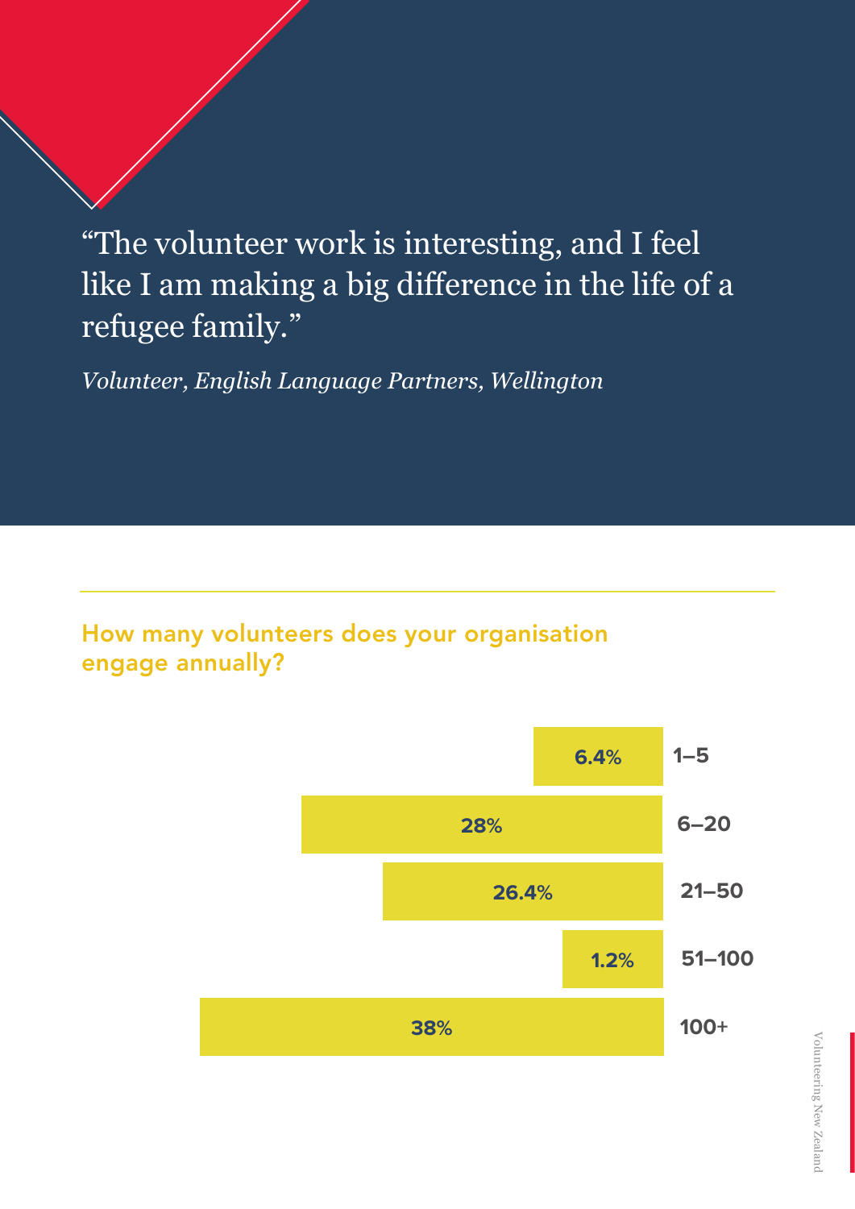> "The volunteer work is interesting, and I feel like I am making a big difference in the life of a refugee family."
>
> *Volunteer, English Language Partners, Wellington*

### How many volunteers does your organisation engage annually?

| Number of volunteers | Percentage |
| --- | --- |
| 1–5 | 6.4% |
| 6–20 | 28% |
| 21–50 | 26.4% |
| 51–100 | 1.2% |
| 100+ | 38% |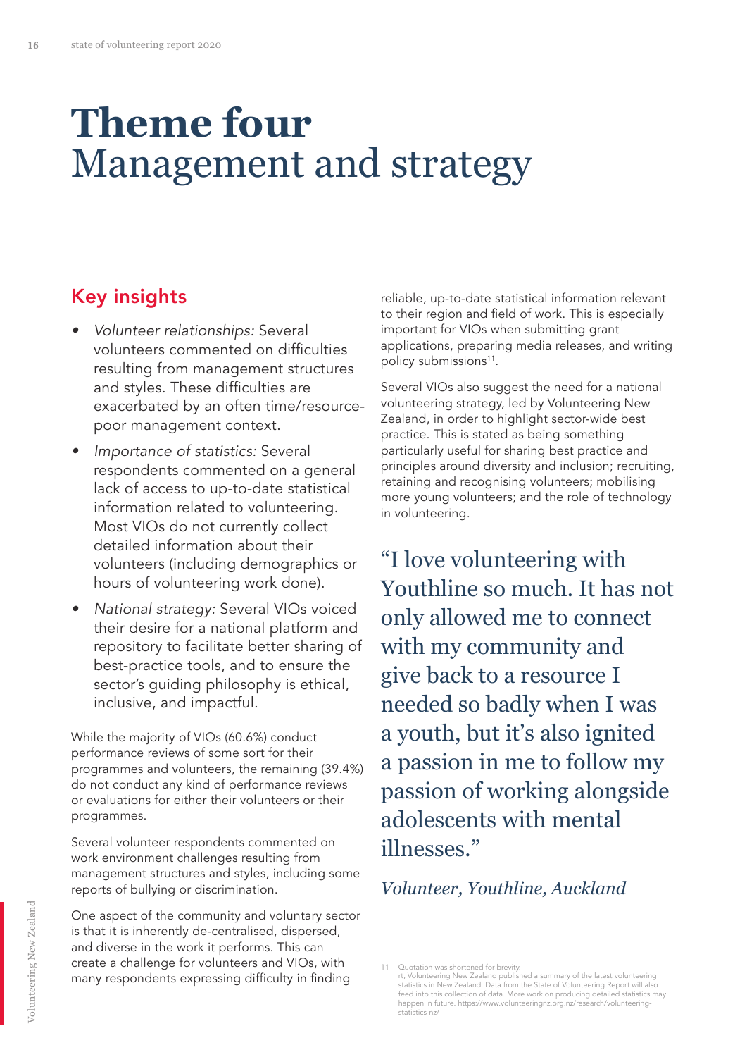# Theme four
Management and strategy

## Key insights

- *Volunteer relationships:* Several volunteers commented on difficulties resulting from management structures and styles. These difficulties are exacerbated by an often time/resource-poor management context.
- *Importance of statistics:* Several respondents commented on a general lack of access to up-to-date statistical information related to volunteering. Most VIOs do not currently collect detailed information about their volunteers (including demographics or hours of volunteering work done).
- *National strategy:* Several VIOs voiced their desire for a national platform and repository to facilitate better sharing of best-practice tools, and to ensure the sector's guiding philosophy is ethical, inclusive, and impactful.

While the majority of VIOs (60.6%) conduct performance reviews of some sort for their programmes and volunteers, the remaining (39.4%) do not conduct any kind of performance reviews or evaluations for either their volunteers or their programmes.

Several volunteer respondents commented on work environment challenges resulting from management structures and styles, including some reports of bullying or discrimination.

One aspect of the community and voluntary sector is that it is inherently de-centralised, dispersed, and diverse in the work it performs. This can create a challenge for volunteers and VIOs, with many respondents expressing difficulty in finding reliable, up-to-date statistical information relevant to their region and field of work. This is especially important for VIOs when submitting grant applications, preparing media releases, and writing policy submissions[11].

Several VIOs also suggest the need for a national volunteering strategy, led by Volunteering New Zealand, in order to highlight sector-wide best practice. This is stated as being something particularly useful for sharing best practice and principles around diversity and inclusion; recruiting, retaining and recognising volunteers; mobilising more young volunteers; and the role of technology in volunteering.

> "I love volunteering with Youthline so much. It has not only allowed me to connect with my community and give back to a resource I needed so badly when I was a youth, but it's also ignited a passion in me to follow my passion of working alongside adolescents with mental illnesses."
>
> *Volunteer, Youthline, Auckland*

---

11 Quotation was shortened for brevity.
rt, Volunteering New Zealand published a summary of the latest volunteering statistics in New Zealand. Data from the State of Volunteering Report will also feed into this collection of data. More work on producing detailed statistics may happen in future. https://www.volunteeringnz.org.nz/research/volunteering-statistics-nz/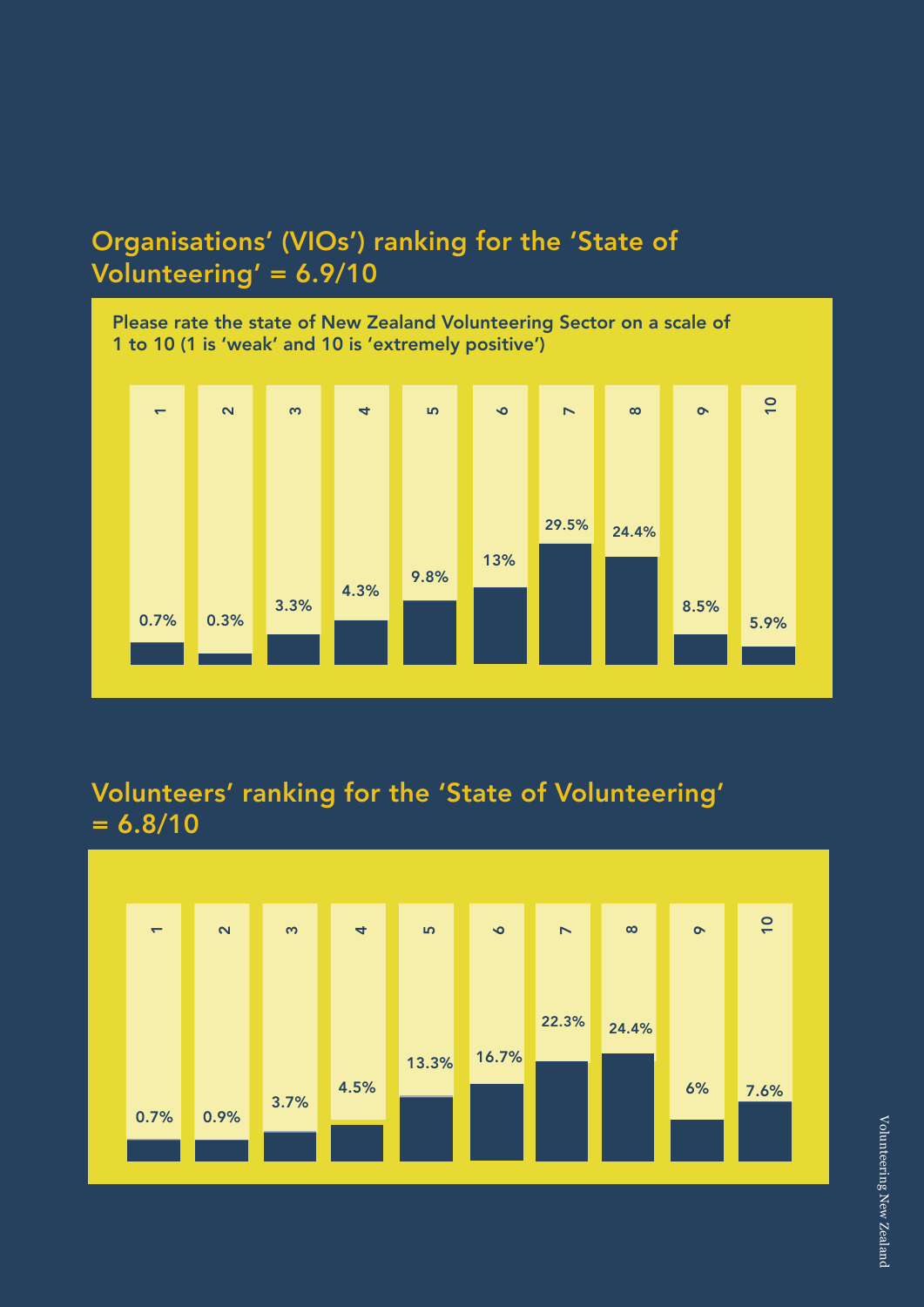## Organisations' (VIOs') ranking for the 'State of Volunteering' = 6.9/10

Please rate the state of New Zealand Volunteering Sector on a scale of 1 to 10 (1 is 'weak' and 10 is 'extremely positive')

| Rating | 1 | 2 | 3 | 4 | 5 | 6 | 7 | 8 | 9 | 10 |
|---|---|---|---|---|---|---|---|---|---|---|
| % | 0.7% | 0.3% | 3.3% | 4.3% | 9.8% | 13% | 29.5% | 24.4% | 8.5% | 5.9% |

## Volunteers' ranking for the 'State of Volunteering' = 6.8/10

| Rating | 1 | 2 | 3 | 4 | 5 | 6 | 7 | 8 | 9 | 10 |
|---|---|---|---|---|---|---|---|---|---|---|
| % | 0.7% | 0.9% | 3.7% | 4.5% | 13.3% | 16.7% | 22.3% | 24.4% | 6% | 7.6% |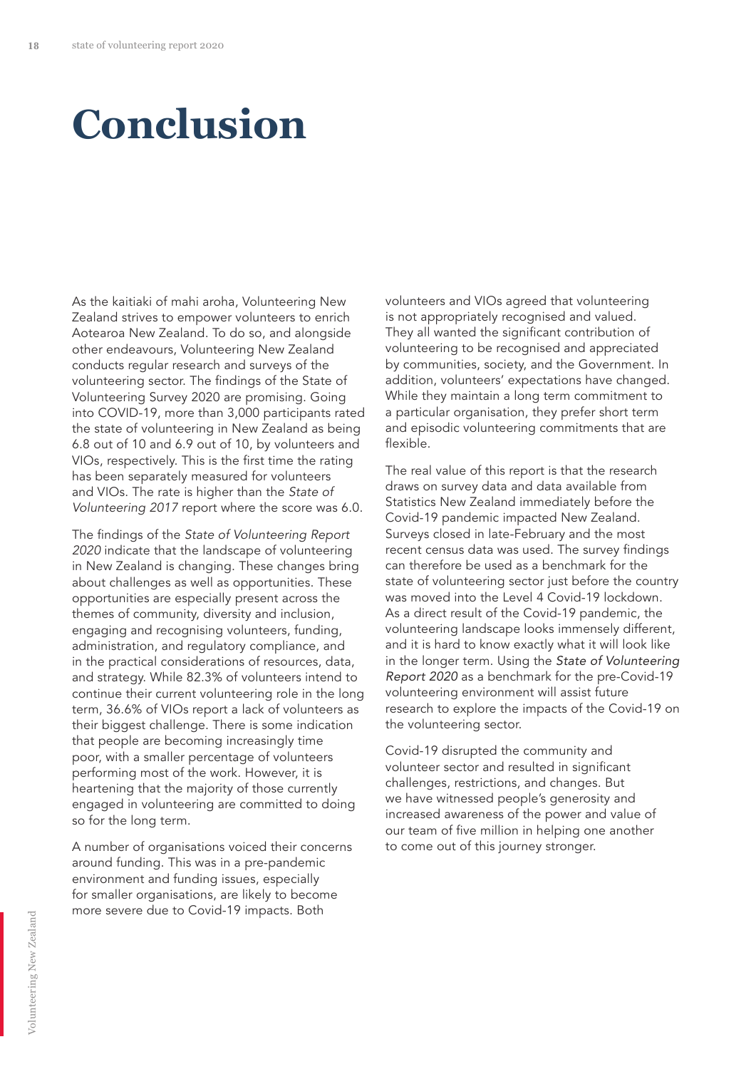# Conclusion

As the kaitiaki of mahi aroha, Volunteering New Zealand strives to empower volunteers to enrich Aotearoa New Zealand. To do so, and alongside other endeavours, Volunteering New Zealand conducts regular research and surveys of the volunteering sector. The findings of the State of Volunteering Survey 2020 are promising. Going into COVID-19, more than 3,000 participants rated the state of volunteering in New Zealand as being 6.8 out of 10 and 6.9 out of 10, by volunteers and VIOs, respectively. This is the first time the rating has been separately measured for volunteers and VIOs. The rate is higher than the *State of Volunteering 2017* report where the score was 6.0.

The findings of the *State of Volunteering Report 2020* indicate that the landscape of volunteering in New Zealand is changing. These changes bring about challenges as well as opportunities. These opportunities are especially present across the themes of community, diversity and inclusion, engaging and recognising volunteers, funding, administration, and regulatory compliance, and in the practical considerations of resources, data, and strategy. While 82.3% of volunteers intend to continue their current volunteering role in the long term, 36.6% of VIOs report a lack of volunteers as their biggest challenge. There is some indication that people are becoming increasingly time poor, with a smaller percentage of volunteers performing most of the work. However, it is heartening that the majority of those currently engaged in volunteering are committed to doing so for the long term.

A number of organisations voiced their concerns around funding. This was in a pre-pandemic environment and funding issues, especially for smaller organisations, are likely to become more severe due to Covid-19 impacts. Both volunteers and VIOs agreed that volunteering is not appropriately recognised and valued. They all wanted the significant contribution of volunteering to be recognised and appreciated by communities, society, and the Government. In addition, volunteers' expectations have changed. While they maintain a long term commitment to a particular organisation, they prefer short term and episodic volunteering commitments that are flexible.

The real value of this report is that the research draws on survey data and data available from Statistics New Zealand immediately before the Covid-19 pandemic impacted New Zealand. Surveys closed in late-February and the most recent census data was used. The survey findings can therefore be used as a benchmark for the state of volunteering sector just before the country was moved into the Level 4 Covid-19 lockdown. As a direct result of the Covid-19 pandemic, the volunteering landscape looks immensely different, and it is hard to know exactly what it will look like in the longer term. Using the *State of Volunteering Report 2020* as a benchmark for the pre-Covid-19 volunteering environment will assist future research to explore the impacts of the Covid-19 on the volunteering sector.

Covid-19 disrupted the community and volunteer sector and resulted in significant challenges, restrictions, and changes. But we have witnessed people's generosity and increased awareness of the power and value of our team of five million in helping one another to come out of this journey stronger.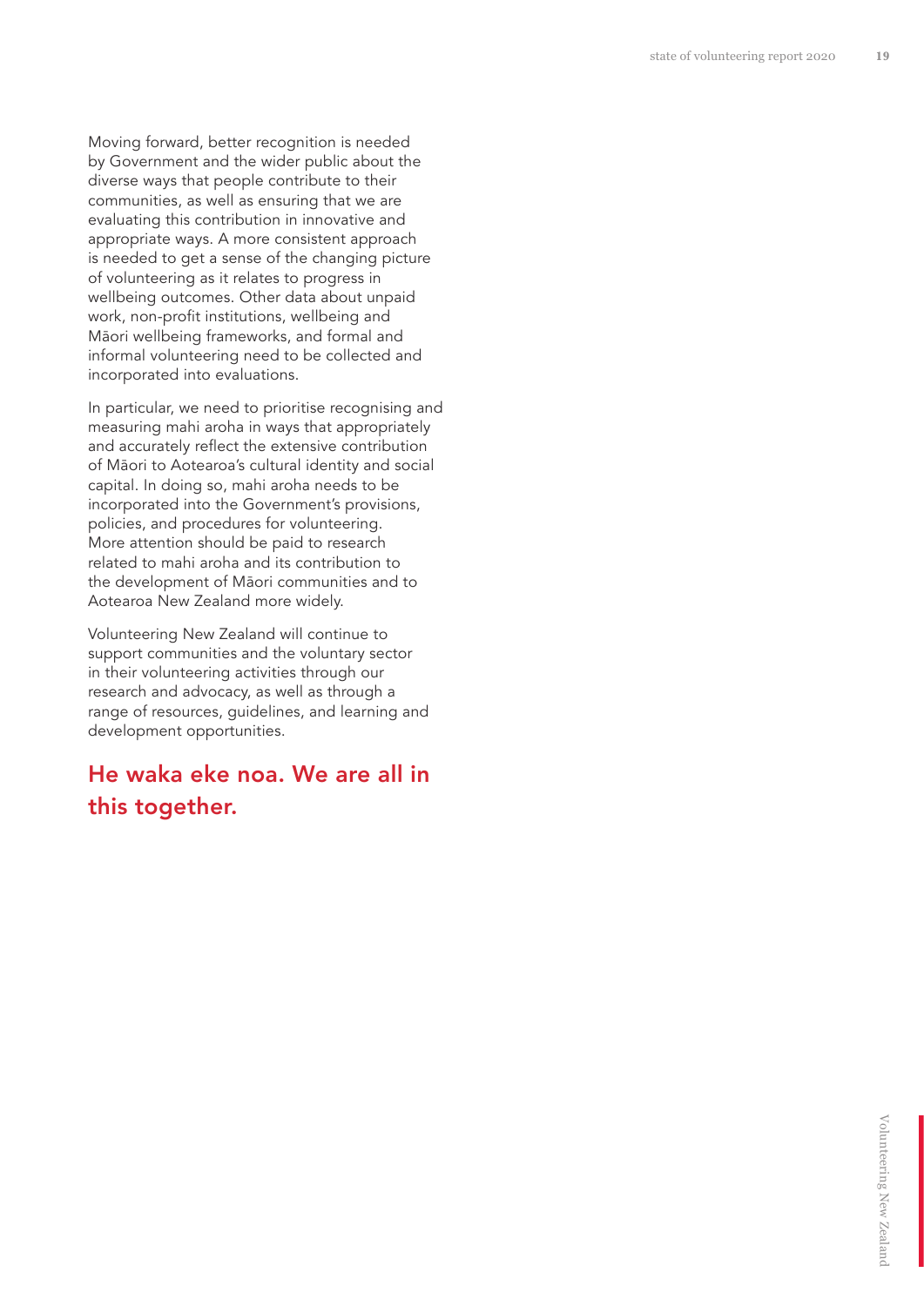Moving forward, better recognition is needed by Government and the wider public about the diverse ways that people contribute to their communities, as well as ensuring that we are evaluating this contribution in innovative and appropriate ways. A more consistent approach is needed to get a sense of the changing picture of volunteering as it relates to progress in wellbeing outcomes. Other data about unpaid work, non-profit institutions, wellbeing and Māori wellbeing frameworks, and formal and informal volunteering need to be collected and incorporated into evaluations.

In particular, we need to prioritise recognising and measuring mahi aroha in ways that appropriately and accurately reflect the extensive contribution of Māori to Aotearoa's cultural identity and social capital. In doing so, mahi aroha needs to be incorporated into the Government's provisions, policies, and procedures for volunteering. More attention should be paid to research related to mahi aroha and its contribution to the development of Māori communities and to Aotearoa New Zealand more widely.

Volunteering New Zealand will continue to support communities and the voluntary sector in their volunteering activities through our research and advocacy, as well as through a range of resources, guidelines, and learning and development opportunities.

## He waka eke noa. We are all in this together.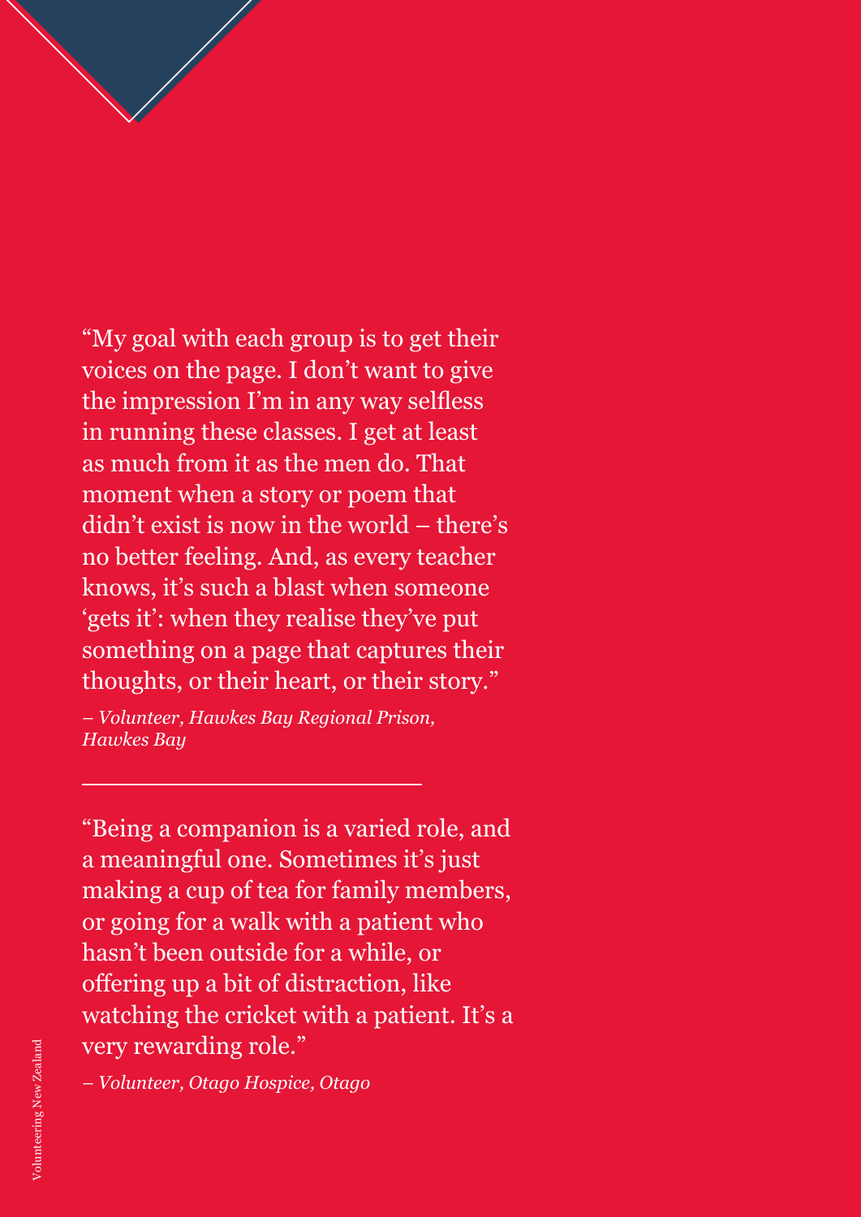"My goal with each group is to get their voices on the page. I don't want to give the impression I'm in any way selfless in running these classes. I get at least as much from it as the men do. That moment when a story or poem that didn't exist is now in the world – there's no better feeling. And, as every teacher knows, it's such a blast when someone 'gets it': when they realise they've put something on a page that captures their thoughts, or their heart, or their story."

*– Volunteer, Hawkes Bay Regional Prison, Hawkes Bay*

---

"Being a companion is a varied role, and a meaningful one. Sometimes it's just making a cup of tea for family members, or going for a walk with a patient who hasn't been outside for a while, or offering up a bit of distraction, like watching the cricket with a patient. It's a very rewarding role."

*– Volunteer, Otago Hospice, Otago*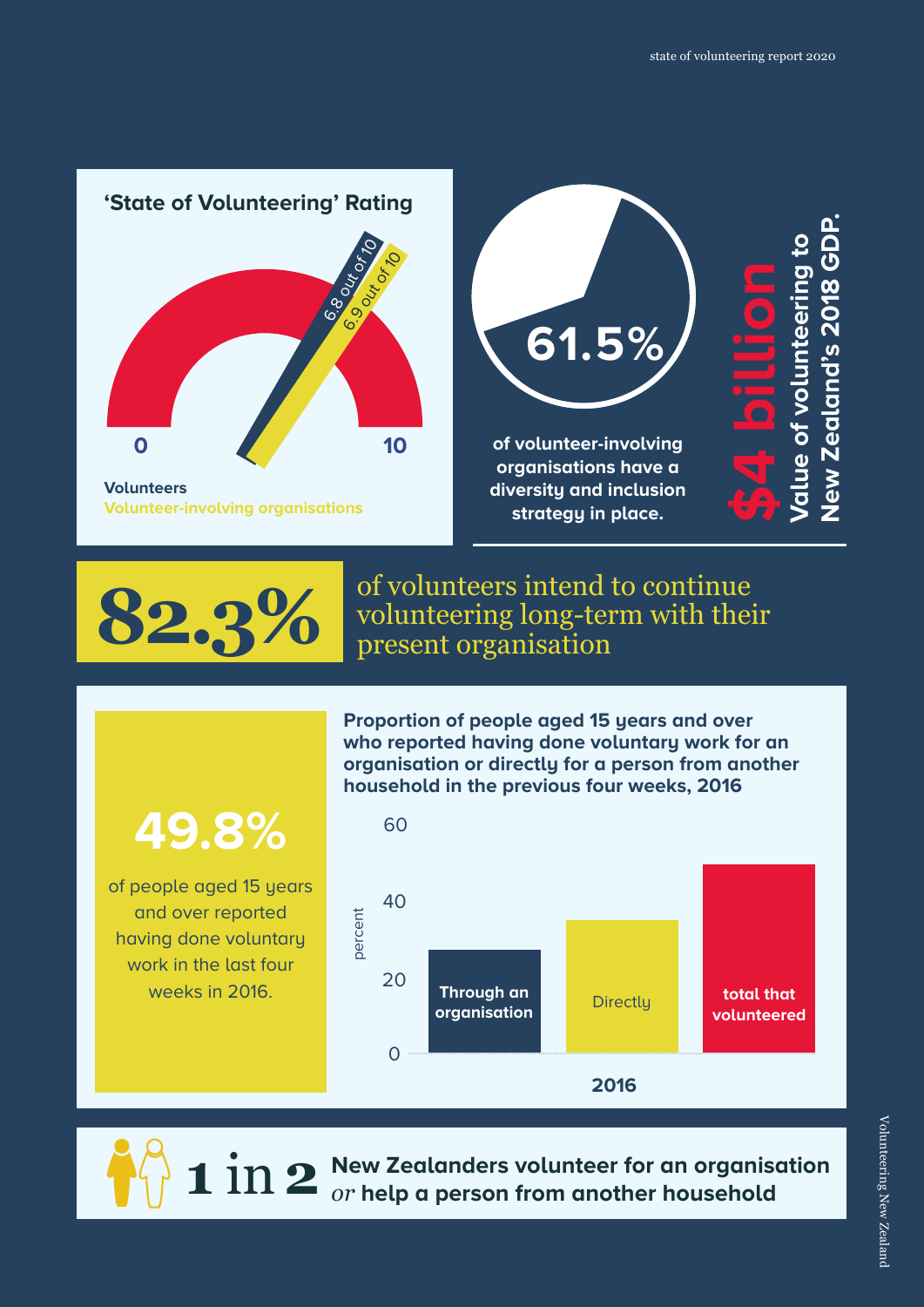## 'State of Volunteering' Rating

0 — 10

6.8 out of 10 — Volunteers

6.9 out of 10 — Volunteer-involving organisations

**61.5%** of volunteer-involving organisations have a diversity and inclusion strategy in place.

**$4 billion** Value of volunteering to New Zealand's 2018 GDP.

**82.3%** of volunteers intend to continue volunteering long-term with their present organisation

**49.8%** of people aged 15 years and over reported having done voluntary work in the last four weeks in 2016.

**Proportion of people aged 15 years and over who reported having done voluntary work for an organisation or directly for a person from another household in the previous four weeks, 2016**

Chart: bar chart for 2016 (y-axis: percent, 0–60), with bars for Through an organisation, Directly, and total that volunteered.

**1 in 2** New Zealanders volunteer for an organisation *or* help a person from another household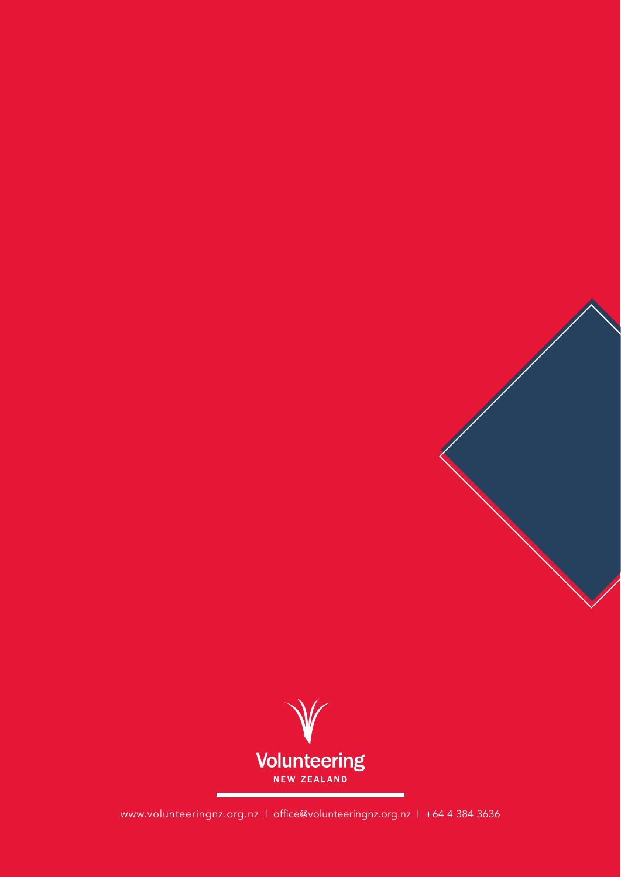Volunteering

NEW ZEALAND

www.volunteeringnz.org.nz | office@volunteeringnz.org.nz | +64 4 384 3636